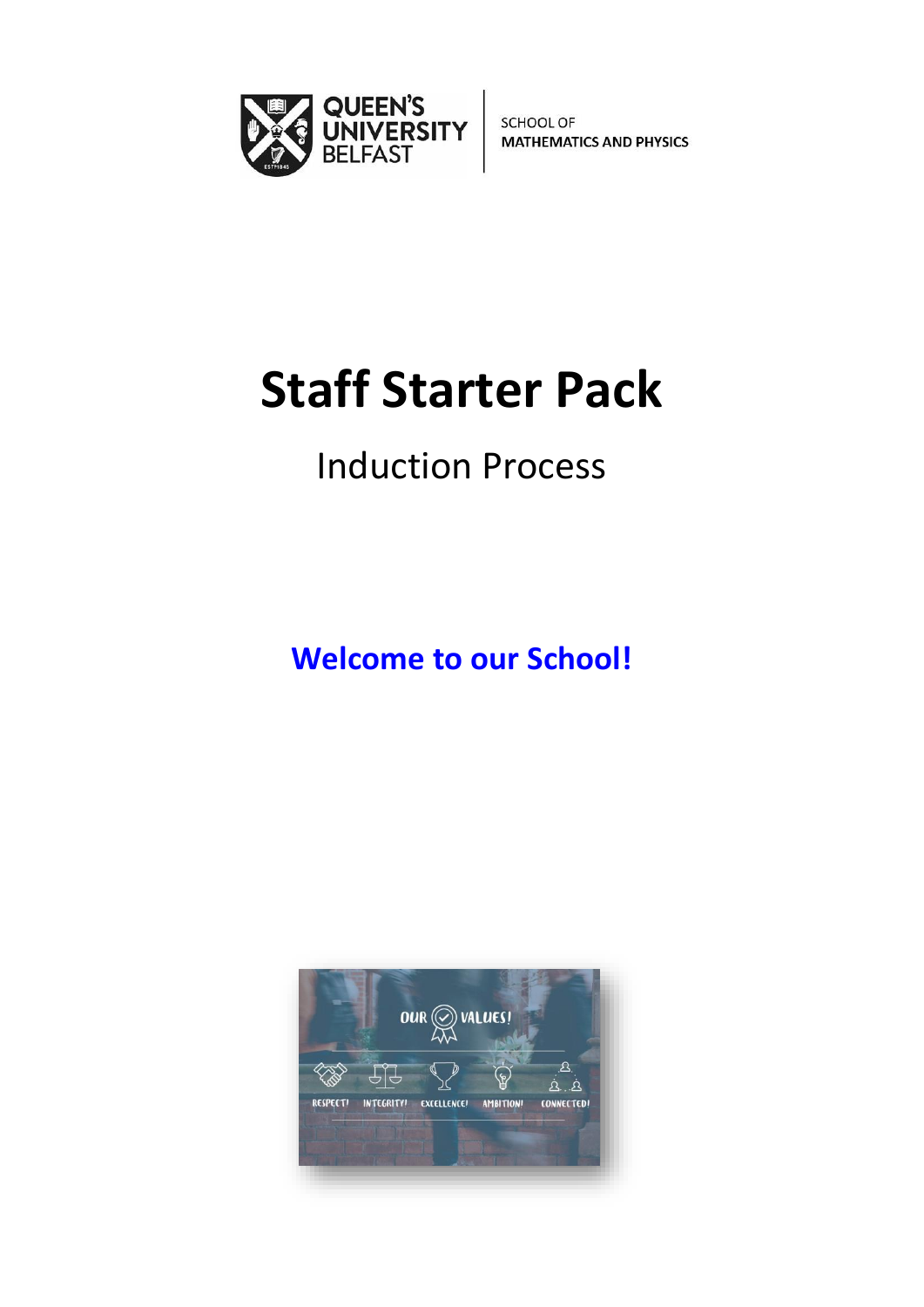QUEEN'S UNIVERSITY BELFAST

SCHOOL OF
**MATHEMATICS AND PHYSICS**

# Staff Starter Pack

## Induction Process

**Welcome to our School!**

OUR VALUES!

RESPECT! INTEGRITY! EXCELLENCE! AMBITION! CONNECTED!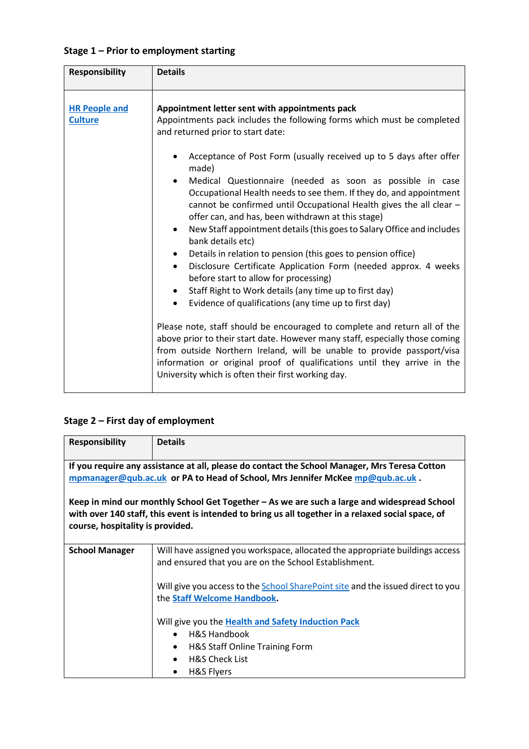### Stage 1 – Prior to employment starting

| Responsibility | Details |
| --- | --- |
| [HR People and Culture]() | **Appointment letter sent with appointments pack**<br>Appointments pack includes the following forms which must be completed and returned prior to start date:<br><br>• Acceptance of Post Form (usually received up to 5 days after offer made)<br>• Medical Questionnaire (needed as soon as possible in case Occupational Health needs to see them. If they do, and appointment cannot be confirmed until Occupational Health gives the all clear – offer can, and has, been withdrawn at this stage)<br>• New Staff appointment details (this goes to Salary Office and includes bank details etc)<br>• Details in relation to pension (this goes to pension office)<br>• Disclosure Certificate Application Form (needed approx. 4 weeks before start to allow for processing)<br>• Staff Right to Work details (any time up to first day)<br>• Evidence of qualifications (any time up to first day)<br><br>Please note, staff should be encouraged to complete and return all of the above prior to their start date. However many staff, especially those coming from outside Northern Ireland, will be unable to provide passport/visa information or original proof of qualifications until they arrive in the University which is often their first working day. |

### Stage 2 – First day of employment

| Responsibility | Details |
| --- | --- |
| **If you require any assistance at all, please do contact the School Manager, Mrs Teresa Cotton mpmanager@qub.ac.uk or PA to Head of School, Mrs Jennifer McKee mp@qub.ac.uk .**<br><br>**Keep in mind our monthly School Get Together – As we are such a large and widespread School with over 140 staff, this event is intended to bring us all together in a relaxed social space, of course, hospitality is provided.** | |
| **School Manager** | Will have assigned you workspace, allocated the appropriate buildings access and ensured that you are on the School Establishment.<br><br>Will give you access to the School SharePoint site and the issued direct to you the **Staff Welcome Handbook**.<br><br>Will give you the **Health and Safety Induction Pack**<br>• H&S Handbook<br>• H&S Staff Online Training Form<br>• H&S Check List<br>• H&S Flyers |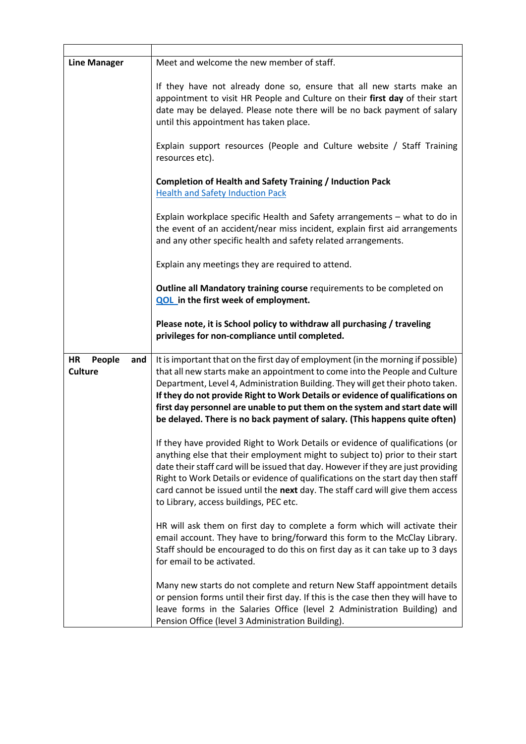| | |
|---|---|
| **Line Manager** | Meet and welcome the new member of staff.<br><br>If they have not already done so, ensure that all new starts make an appointment to visit HR People and Culture on their **first day** of their start date may be delayed. Please note there will be no back payment of salary until this appointment has taken place.<br><br>Explain support resources (People and Culture website / Staff Training resources etc).<br><br>**Completion of Health and Safety Training / Induction Pack**<br>Health and Safety Induction Pack<br><br>Explain workplace specific Health and Safety arrangements – what to do in the event of an accident/near miss incident, explain first aid arrangements and any other specific health and safety related arrangements.<br><br>Explain any meetings they are required to attend.<br><br>**Outline all Mandatory training course** requirements to be completed on **QOL in the first week of employment.**<br><br>**Please note, it is School policy to withdraw all purchasing / traveling privileges for non-compliance until completed.** |
| **HR People and Culture** | It is important that on the first day of employment (in the morning if possible) that all new starts make an appointment to come into the People and Culture Department, Level 4, Administration Building. They will get their photo taken. **If they do not provide Right to Work Details or evidence of qualifications on first day personnel are unable to put them on the system and start date will be delayed. There is no back payment of salary. (This happens quite often)**<br><br>If they have provided Right to Work Details or evidence of qualifications (or anything else that their employment might to subject to) prior to their start date their staff card will be issued that day. However if they are just providing Right to Work Details or evidence of qualifications on the start day then staff card cannot be issued until the **next** day. The staff card will give them access to Library, access buildings, PEC etc.<br><br>HR will ask them on first day to complete a form which will activate their email account. They have to bring/forward this form to the McClay Library. Staff should be encouraged to do this on first day as it can take up to 3 days for email to be activated.<br><br>Many new starts do not complete and return New Staff appointment details or pension forms until their first day. If this is the case then they will have to leave forms in the Salaries Office (level 2 Administration Building) and Pension Office (level 3 Administration Building). |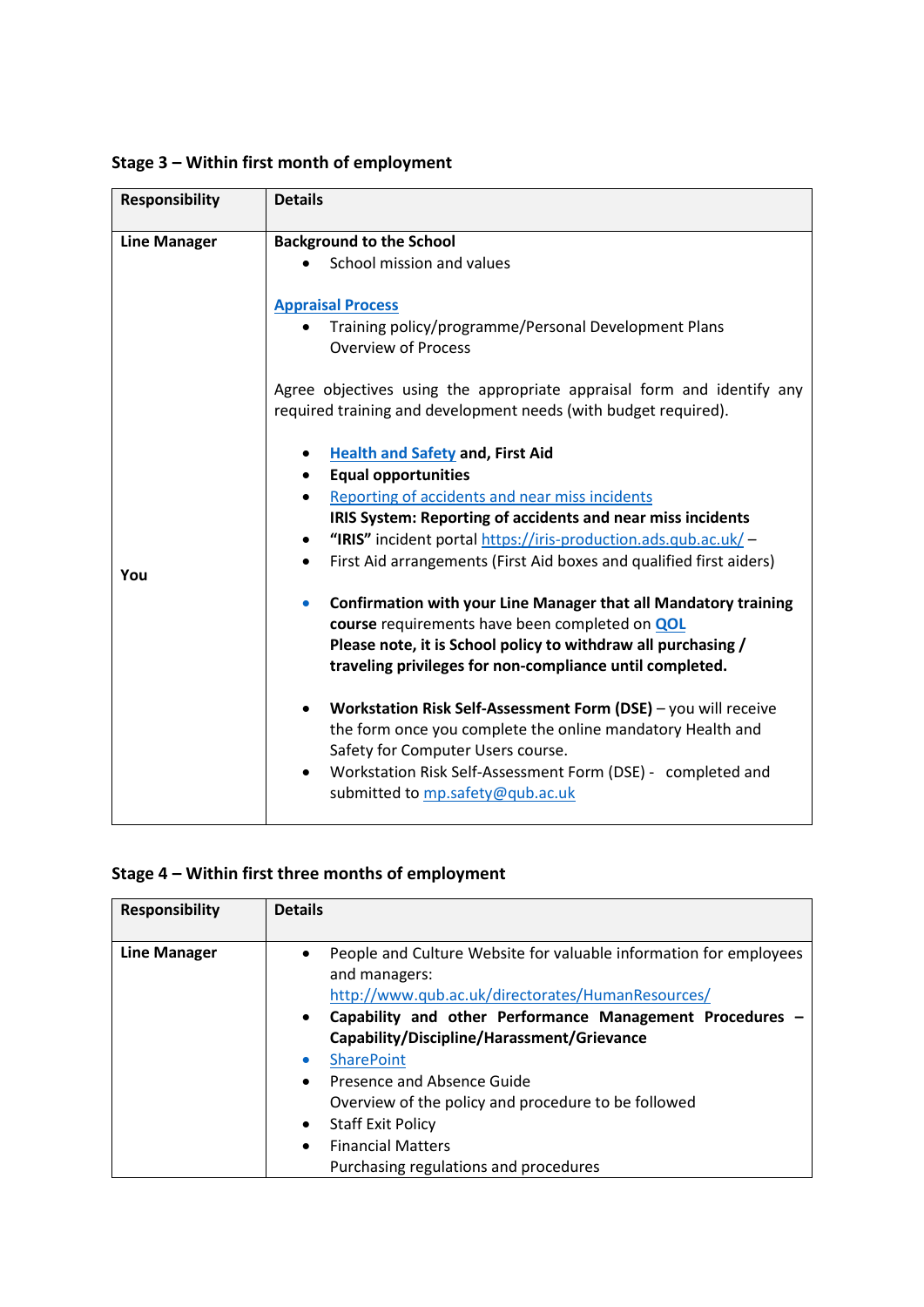**Stage 3 – Within first month of employment**

| Responsibility | Details |
|---|---|
| **Line Manager**<br><br><br><br><br><br><br><br><br><br><br><br><br>**You** | **Background to the School**<br>• School mission and values<br><br>**Appraisal Process**<br>• Training policy/programme/Personal Development Plans Overview of Process<br><br>Agree objectives using the appropriate appraisal form and identify any required training and development needs (with budget required).<br><br>• **Health and Safety and, First Aid**<br>• **Equal opportunities**<br>• Reporting of accidents and near miss incidents<br>**IRIS System: Reporting of accidents and near miss incidents**<br>• **"IRIS"** incident portal https://iris-production.ads.qub.ac.uk/ –<br>• First Aid arrangements (First Aid boxes and qualified first aiders)<br><br>• **Confirmation with your Line Manager that all Mandatory training course** requirements have been completed on **QOL**<br>**Please note, it is School policy to withdraw all purchasing / traveling privileges for non-compliance until completed.**<br><br>• **Workstation Risk Self-Assessment Form (DSE)** – you will receive the form once you complete the online mandatory Health and Safety for Computer Users course.<br>• Workstation Risk Self-Assessment Form (DSE) - completed and submitted to mp.safety@qub.ac.uk |

**Stage 4 – Within first three months of employment**

| Responsibility | Details |
|---|---|
| **Line Manager** | • People and Culture Website for valuable information for employees and managers: http://www.qub.ac.uk/directorates/HumanResources/<br>• **Capability and other Performance Management Procedures – Capability/Discipline/Harassment/Grievance**<br>• SharePoint<br>• Presence and Absence Guide<br>Overview of the policy and procedure to be followed<br>• Staff Exit Policy<br>• Financial Matters<br>Purchasing regulations and procedures |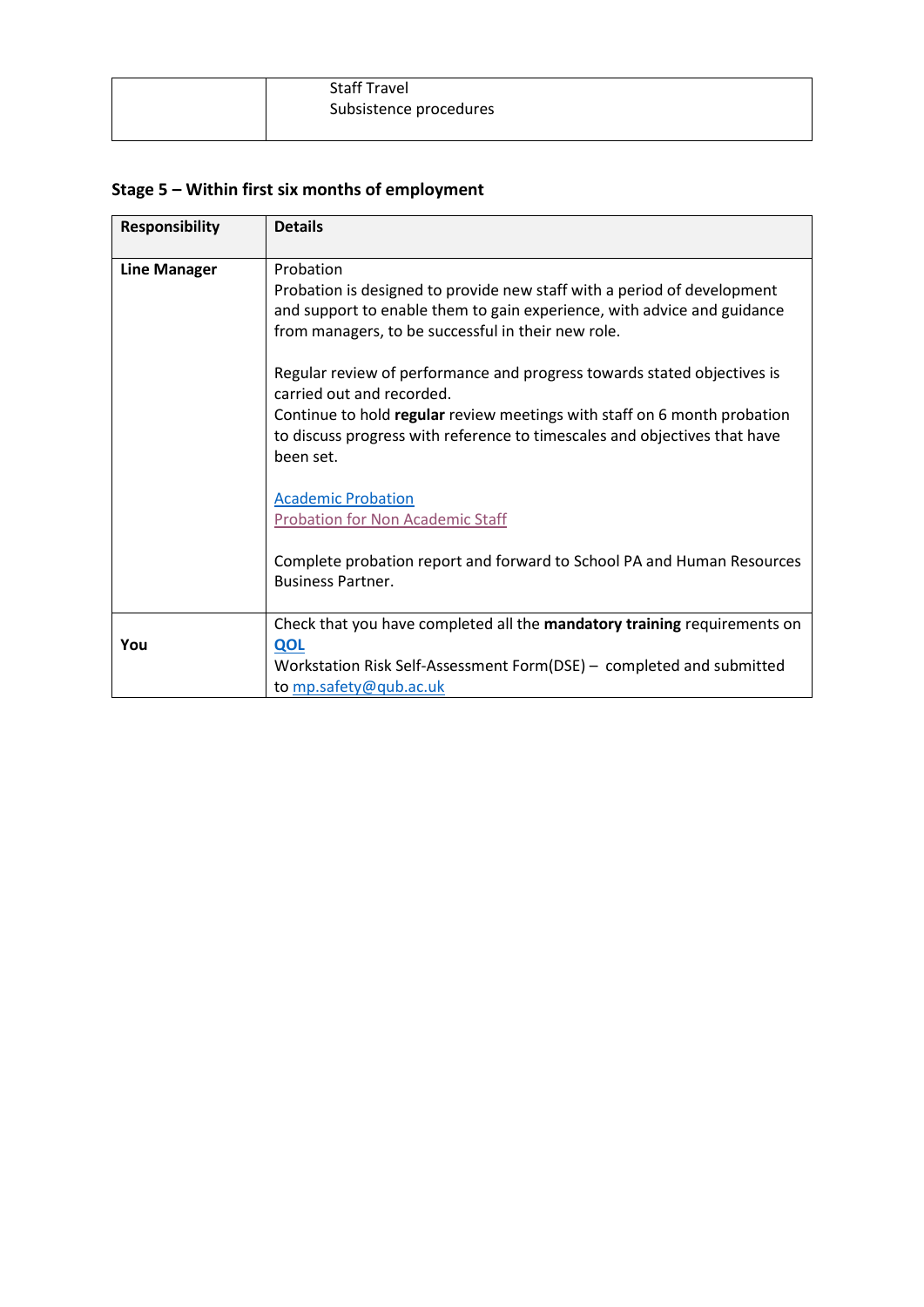| | |
|---|---|
| | Staff Travel<br>Subsistence procedures |

### Stage 5 – Within first six months of employment

| Responsibility | Details |
|---|---|
| **Line Manager** | Probation<br>Probation is designed to provide new staff with a period of development and support to enable them to gain experience, with advice and guidance from managers, to be successful in their new role.<br><br>Regular review of performance and progress towards stated objectives is carried out and recorded.<br>Continue to hold **regular** review meetings with staff on 6 month probation to discuss progress with reference to timescales and objectives that have been set.<br><br>Academic Probation<br>Probation for Non Academic Staff<br><br>Complete probation report and forward to School PA and Human Resources Business Partner. |
| **You** | Check that you have completed all the **mandatory training** requirements on **QOL**<br>Workstation Risk Self-Assessment Form(DSE) – completed and submitted to mp.safety@qub.ac.uk |